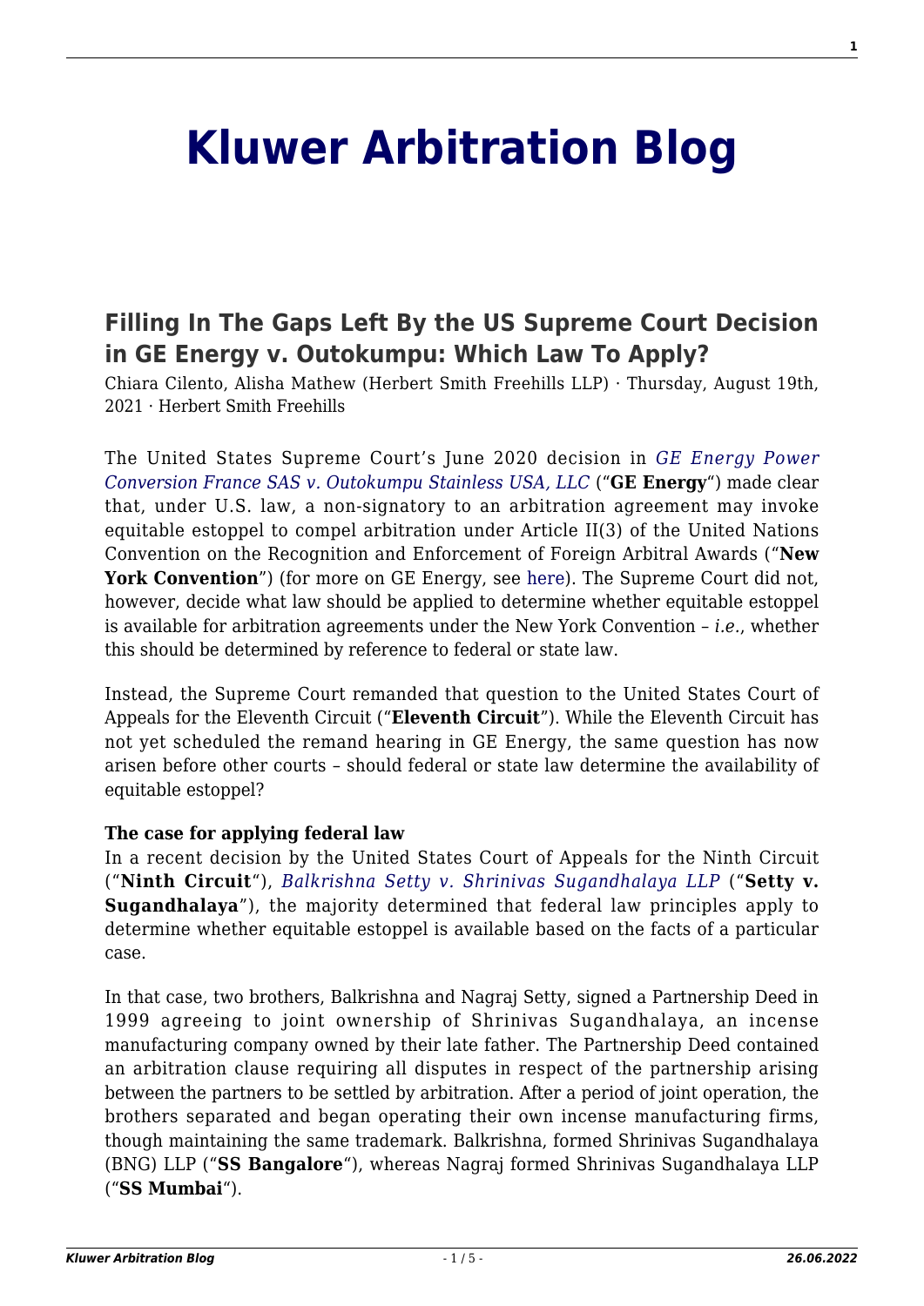# Kluwer Arbitration Blog

## Filling In The Gaps Left By the US Supreme Court Decision in GE Energy v. Outokumpu: Which Law To Apply?

Chiara Cilento, Alisha Mathew (Herbert Smith Freehills LLP) · Thursday, August 19th, 2021 · Herbert Smith Freehills

The United States Supreme Court's June 2020 decision in *GE Energy Power Conversion France SAS v. Outokumpu Stainless USA, LLC* ("**GE Energy**") made clear that, under U.S. law, a non-signatory to an arbitration agreement may invoke equitable estoppel to compel arbitration under Article II(3) of the United Nations Convention on the Recognition and Enforcement of Foreign Arbitral Awards ("**New York Convention**") (for more on GE Energy, see here). The Supreme Court did not, however, decide what law should be applied to determine whether equitable estoppel is available for arbitration agreements under the New York Convention – *i.e.*, whether this should be determined by reference to federal or state law.

Instead, the Supreme Court remanded that question to the United States Court of Appeals for the Eleventh Circuit ("**Eleventh Circuit**"). While the Eleventh Circuit has not yet scheduled the remand hearing in GE Energy, the same question has now arisen before other courts – should federal or state law determine the availability of equitable estoppel?

**The case for applying federal law**

In a recent decision by the United States Court of Appeals for the Ninth Circuit ("**Ninth Circuit**"), *Balkrishna Setty v. Shrinivas Sugandhalaya LLP* ("**Setty v. Sugandhalaya**"), the majority determined that federal law principles apply to determine whether equitable estoppel is available based on the facts of a particular case.

In that case, two brothers, Balkrishna and Nagraj Setty, signed a Partnership Deed in 1999 agreeing to joint ownership of Shrinivas Sugandhalaya, an incense manufacturing company owned by their late father. The Partnership Deed contained an arbitration clause requiring all disputes in respect of the partnership arising between the partners to be settled by arbitration. After a period of joint operation, the brothers separated and began operating their own incense manufacturing firms, though maintaining the same trademark. Balkrishna, formed Shrinivas Sugandhalaya (BNG) LLP ("**SS Bangalore**"), whereas Nagraj formed Shrinivas Sugandhalaya LLP ("**SS Mumbai**").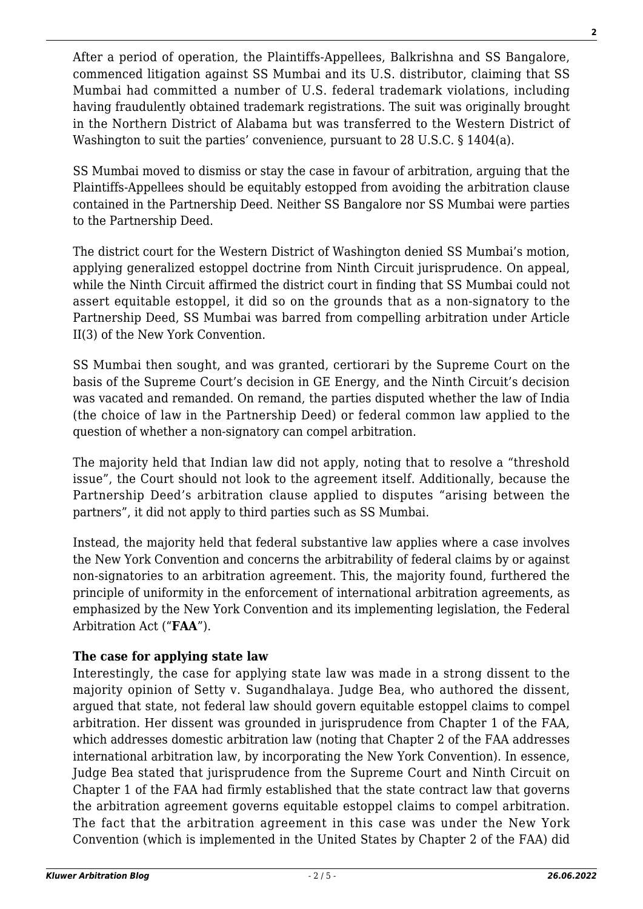After a period of operation, the Plaintiffs-Appellees, Balkrishna and SS Bangalore, commenced litigation against SS Mumbai and its U.S. distributor, claiming that SS Mumbai had committed a number of U.S. federal trademark violations, including having fraudulently obtained trademark registrations. The suit was originally brought in the Northern District of Alabama but was transferred to the Western District of Washington to suit the parties' convenience, pursuant to 28 U.S.C. § 1404(a).

SS Mumbai moved to dismiss or stay the case in favour of arbitration, arguing that the Plaintiffs-Appellees should be equitably estopped from avoiding the arbitration clause contained in the Partnership Deed. Neither SS Bangalore nor SS Mumbai were parties to the Partnership Deed.

The district court for the Western District of Washington denied SS Mumbai's motion, applying generalized estoppel doctrine from Ninth Circuit jurisprudence. On appeal, while the Ninth Circuit affirmed the district court in finding that SS Mumbai could not assert equitable estoppel, it did so on the grounds that as a non-signatory to the Partnership Deed, SS Mumbai was barred from compelling arbitration under Article II(3) of the New York Convention.

SS Mumbai then sought, and was granted, certiorari by the Supreme Court on the basis of the Supreme Court's decision in GE Energy, and the Ninth Circuit's decision was vacated and remanded. On remand, the parties disputed whether the law of India (the choice of law in the Partnership Deed) or federal common law applied to the question of whether a non-signatory can compel arbitration.

The majority held that Indian law did not apply, noting that to resolve a "threshold issue", the Court should not look to the agreement itself. Additionally, because the Partnership Deed's arbitration clause applied to disputes "arising between the partners", it did not apply to third parties such as SS Mumbai.

Instead, the majority held that federal substantive law applies where a case involves the New York Convention and concerns the arbitrability of federal claims by or against non-signatories to an arbitration agreement. This, the majority found, furthered the principle of uniformity in the enforcement of international arbitration agreements, as emphasized by the New York Convention and its implementing legislation, the Federal Arbitration Act ("**FAA**").

**The case for applying state law**

Interestingly, the case for applying state law was made in a strong dissent to the majority opinion of Setty v. Sugandhalaya. Judge Bea, who authored the dissent, argued that state, not federal law should govern equitable estoppel claims to compel arbitration. Her dissent was grounded in jurisprudence from Chapter 1 of the FAA, which addresses domestic arbitration law (noting that Chapter 2 of the FAA addresses international arbitration law, by incorporating the New York Convention). In essence, Judge Bea stated that jurisprudence from the Supreme Court and Ninth Circuit on Chapter 1 of the FAA had firmly established that the state contract law that governs the arbitration agreement governs equitable estoppel claims to compel arbitration. The fact that the arbitration agreement in this case was under the New York Convention (which is implemented in the United States by Chapter 2 of the FAA) did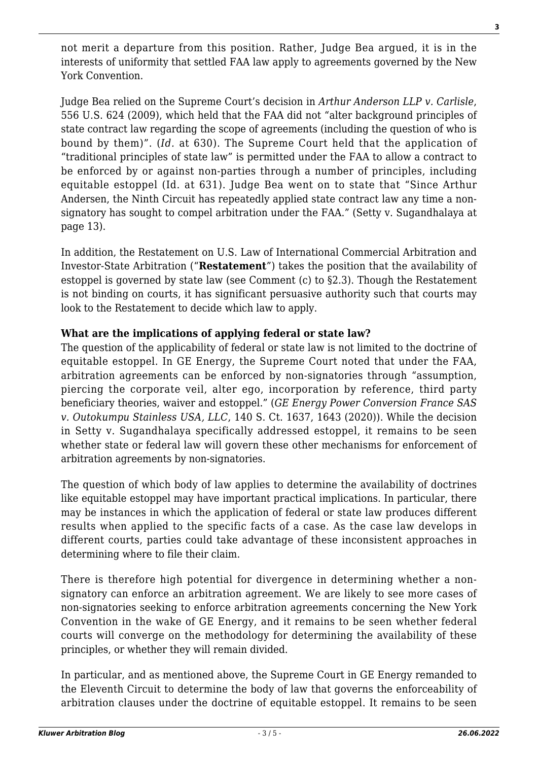not merit a departure from this position. Rather, Judge Bea argued, it is in the interests of uniformity that settled FAA law apply to agreements governed by the New York Convention.

Judge Bea relied on the Supreme Court's decision in *Arthur Anderson LLP v. Carlisle*, 556 U.S. 624 (2009), which held that the FAA did not "alter background principles of state contract law regarding the scope of agreements (including the question of who is bound by them)". (*Id*. at 630). The Supreme Court held that the application of "traditional principles of state law" is permitted under the FAA to allow a contract to be enforced by or against non-parties through a number of principles, including equitable estoppel (Id. at 631). Judge Bea went on to state that "Since Arthur Andersen, the Ninth Circuit has repeatedly applied state contract law any time a non-signatory has sought to compel arbitration under the FAA." (Setty v. Sugandhalaya at page 13).

In addition, the Restatement on U.S. Law of International Commercial Arbitration and Investor-State Arbitration ("**Restatement**") takes the position that the availability of estoppel is governed by state law (see Comment (c) to §2.3). Though the Restatement is not binding on courts, it has significant persuasive authority such that courts may look to the Restatement to decide which law to apply.

**What are the implications of applying federal or state law?**

The question of the applicability of federal or state law is not limited to the doctrine of equitable estoppel. In GE Energy, the Supreme Court noted that under the FAA, arbitration agreements can be enforced by non-signatories through "assumption, piercing the corporate veil, alter ego, incorporation by reference, third party beneficiary theories, waiver and estoppel." (*GE Energy Power Conversion France SAS v. Outokumpu Stainless USA, LLC*, 140 S. Ct. 1637, 1643 (2020)). While the decision in Setty v. Sugandhalaya specifically addressed estoppel, it remains to be seen whether state or federal law will govern these other mechanisms for enforcement of arbitration agreements by non-signatories.

The question of which body of law applies to determine the availability of doctrines like equitable estoppel may have important practical implications. In particular, there may be instances in which the application of federal or state law produces different results when applied to the specific facts of a case. As the case law develops in different courts, parties could take advantage of these inconsistent approaches in determining where to file their claim.

There is therefore high potential for divergence in determining whether a non-signatory can enforce an arbitration agreement. We are likely to see more cases of non-signatories seeking to enforce arbitration agreements concerning the New York Convention in the wake of GE Energy, and it remains to be seen whether federal courts will converge on the methodology for determining the availability of these principles, or whether they will remain divided.

In particular, and as mentioned above, the Supreme Court in GE Energy remanded to the Eleventh Circuit to determine the body of law that governs the enforceability of arbitration clauses under the doctrine of equitable estoppel. It remains to be seen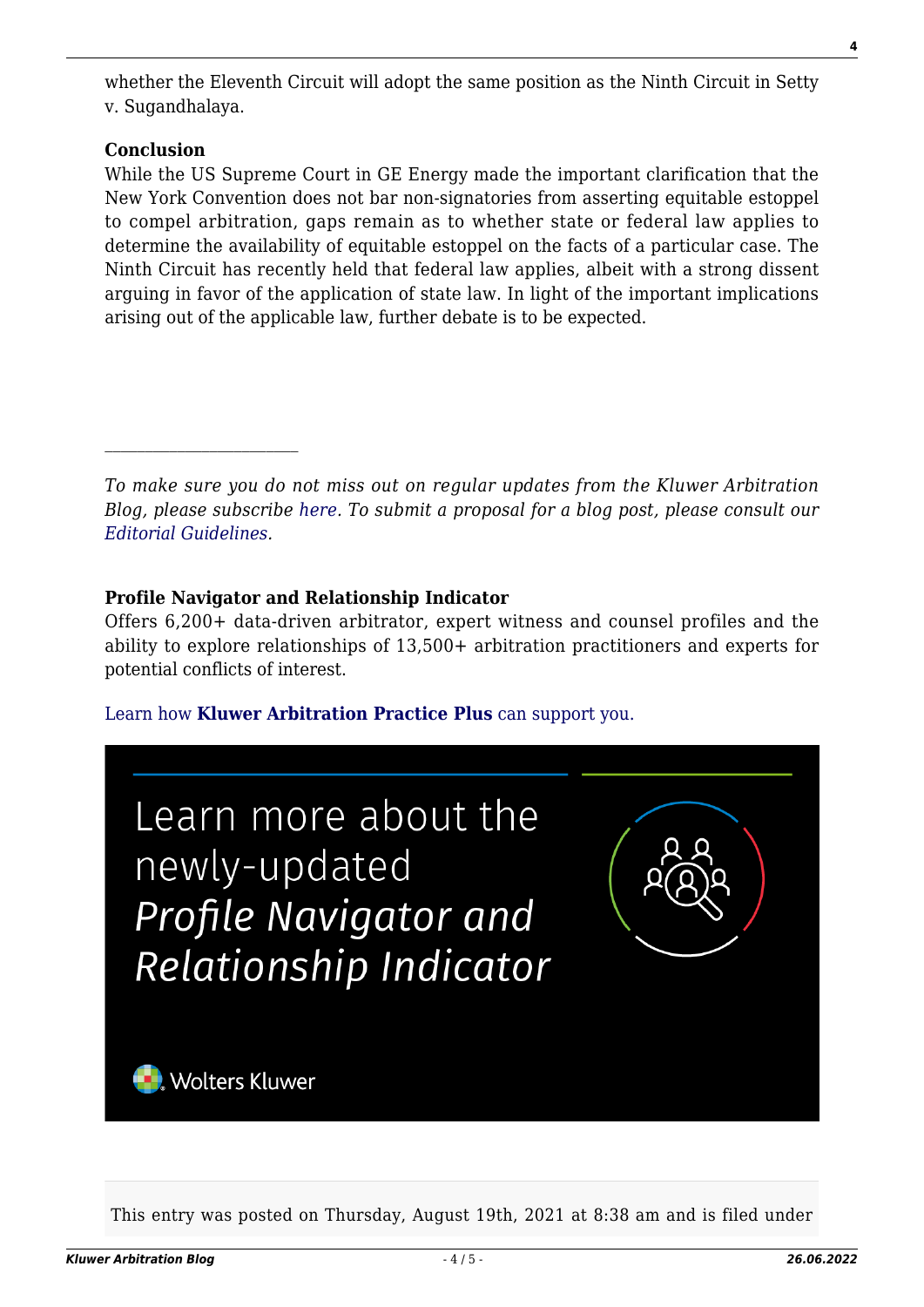whether the Eleventh Circuit will adopt the same position as the Ninth Circuit in Setty v. Sugandhalaya.

**Conclusion**

While the US Supreme Court in GE Energy made the important clarification that the New York Convention does not bar non-signatories from asserting equitable estoppel to compel arbitration, gaps remain as to whether state or federal law applies to determine the availability of equitable estoppel on the facts of a particular case. The Ninth Circuit has recently held that federal law applies, albeit with a strong dissent arguing in favor of the application of state law. In light of the important implications arising out of the applicable law, further debate is to be expected.

---

*To make sure you do not miss out on regular updates from the Kluwer Arbitration Blog, please subscribe here. To submit a proposal for a blog post, please consult our Editorial Guidelines.*

**Profile Navigator and Relationship Indicator**

Offers 6,200+ data-driven arbitrator, expert witness and counsel profiles and the ability to explore relationships of 13,500+ arbitration practitioners and experts for potential conflicts of interest.

Learn how **Kluwer Arbitration Practice Plus** can support you.

Learn more about the newly-updated *Profile Navigator and Relationship Indicator*

Wolters Kluwer

This entry was posted on Thursday, August 19th, 2021 at 8:38 am and is filed under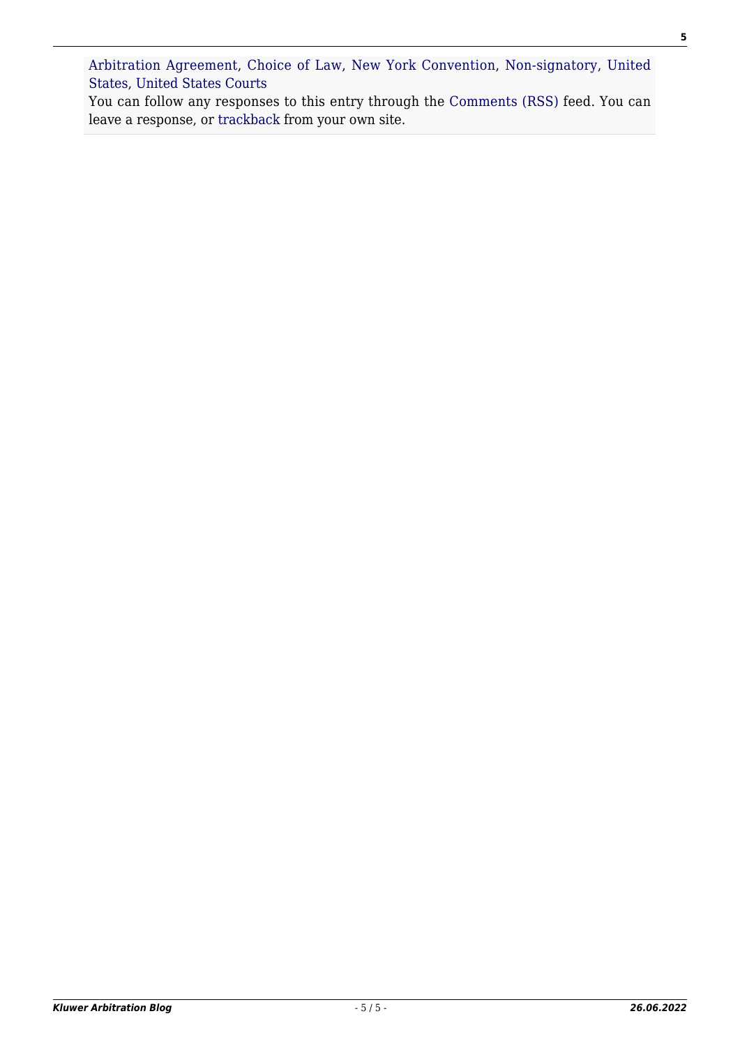Arbitration Agreement, Choice of Law, New York Convention, Non-signatory, United States, United States Courts

You can follow any responses to this entry through the Comments (RSS) feed. You can leave a response, or trackback from your own site.